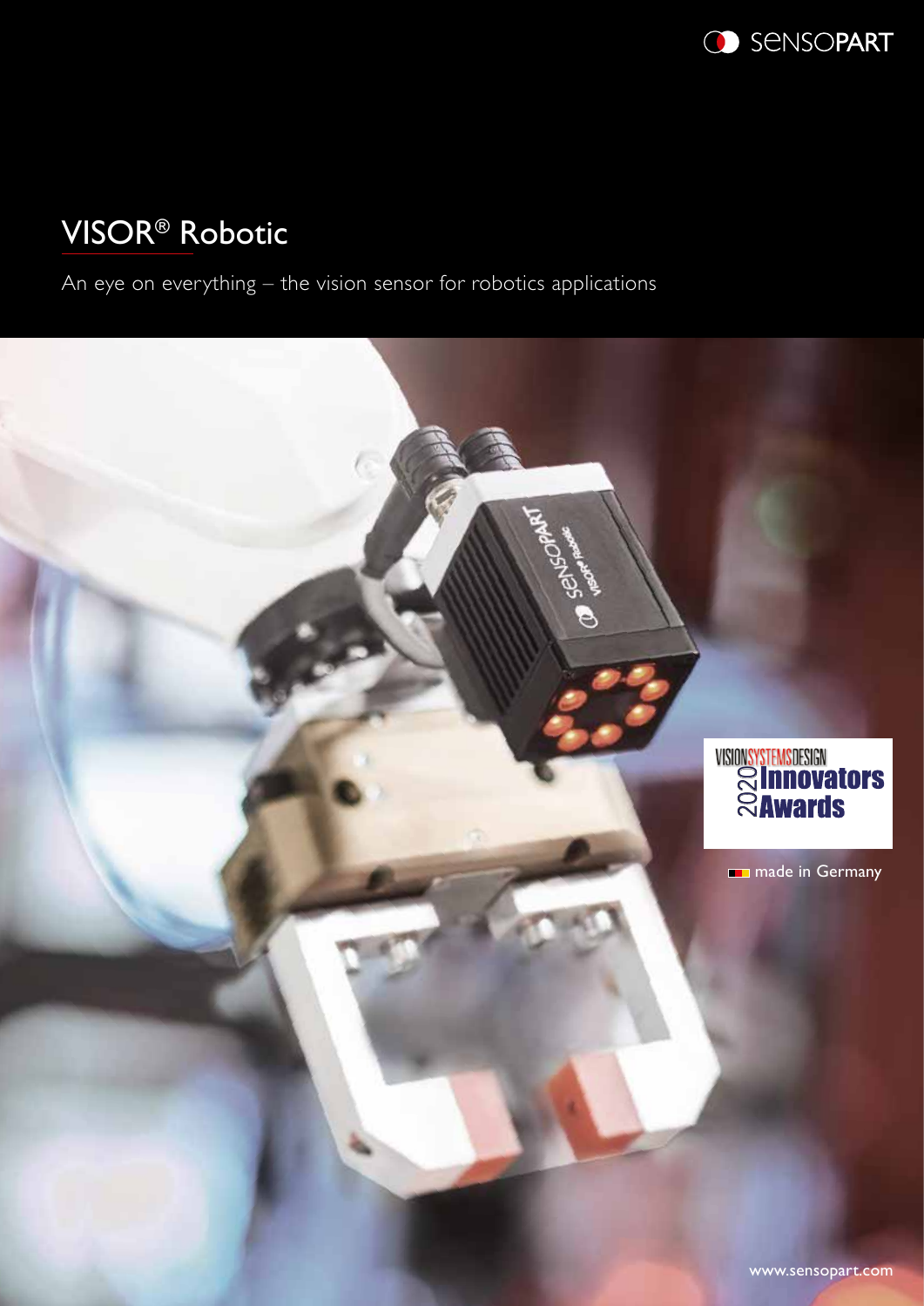SENSOPART

# VISOR® Robotic

An eye on everything – the vision sensor for robotics applications

VISION SYSTEMS DESIGN 2020 Innovators Awards

made in Germany

www.sensopart.com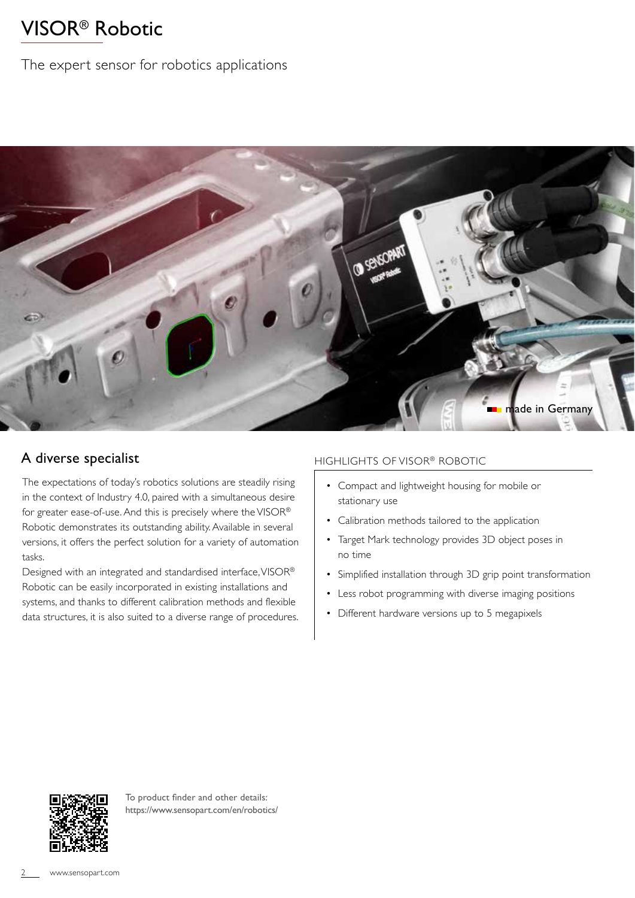# VISOR® Robotic

The expert sensor for robotics applications

made in Germany

## A diverse specialist

The expectations of today's robotics solutions are steadily rising in the context of Industry 4.0, paired with a simultaneous desire for greater ease-of-use. And this is precisely where the VISOR® Robotic demonstrates its outstanding ability. Available in several versions, it offers the perfect solution for a variety of automation tasks.

Designed with an integrated and standardised interface, VISOR® Robotic can be easily incorporated in existing installations and systems, and thanks to different calibration methods and flexible data structures, it is also suited to a diverse range of procedures.

### HIGHLIGHTS OF VISOR® ROBOTIC

- Compact and lightweight housing for mobile or stationary use
- Calibration methods tailored to the application
- Target Mark technology provides 3D object poses in no time
- Simplified installation through 3D grip point transformation
- Less robot programming with diverse imaging positions
- Different hardware versions up to 5 megapixels

To product finder and other details:
https://www.sensopart.com/en/robotics/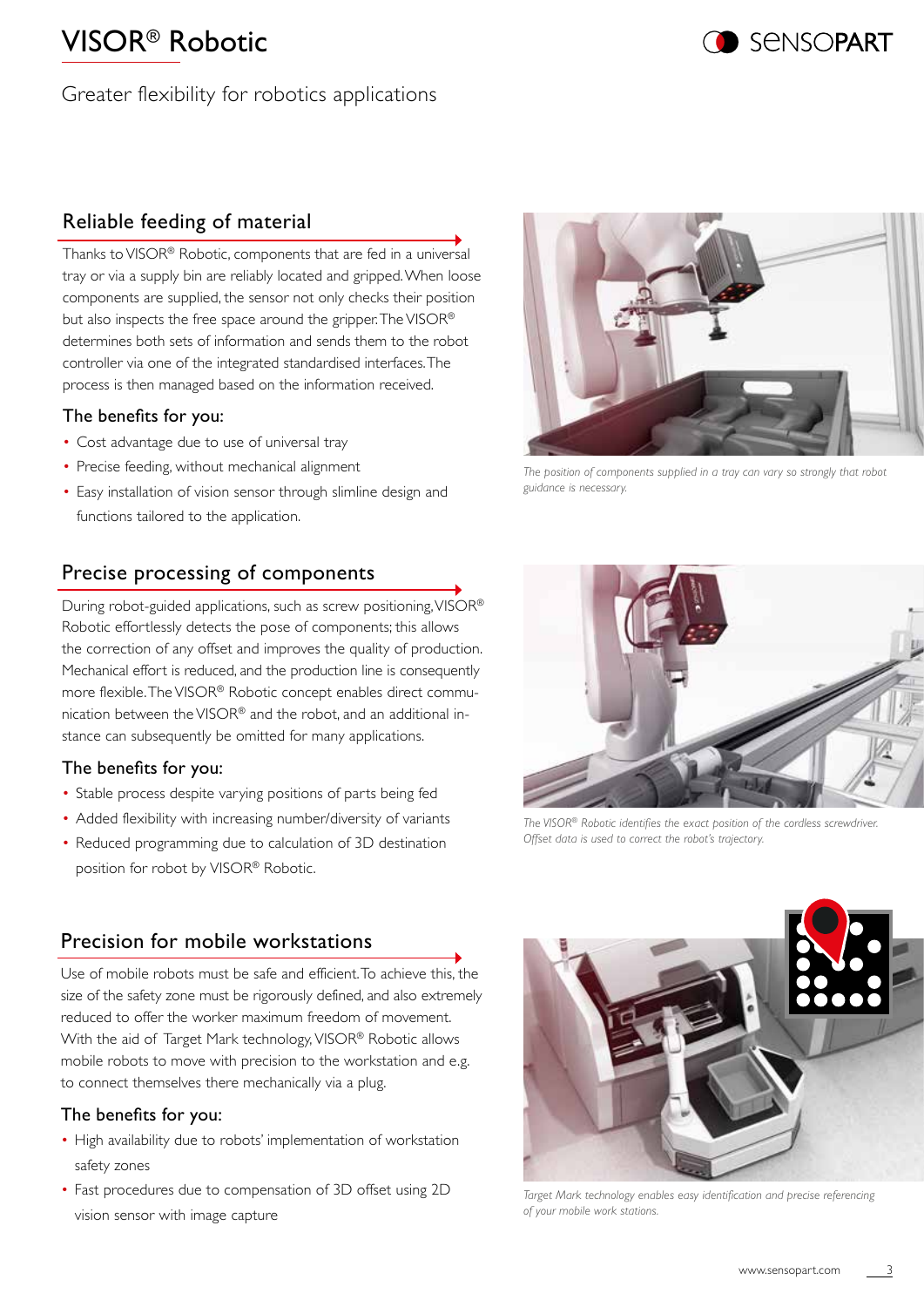# VISOR® Robotic

Greater flexibility for robotics applications

## Reliable feeding of material

Thanks to VISOR® Robotic, components that are fed in a universal tray or via a supply bin are reliably located and gripped. When loose components are supplied, the sensor not only checks their position but also inspects the free space around the gripper. The VISOR® determines both sets of information and sends them to the robot controller via one of the integrated standardised interfaces. The process is then managed based on the information received.

### The benefits for you:

- Cost advantage due to use of universal tray
- Precise feeding, without mechanical alignment
- Easy installation of vision sensor through slimline design and functions tailored to the application.

*The position of components supplied in a tray can vary so strongly that robot guidance is necessary.*

## Precise processing of components

During robot-guided applications, such as screw positioning, VISOR® Robotic effortlessly detects the pose of components; this allows the correction of any offset and improves the quality of production. Mechanical effort is reduced, and the production line is consequently more flexible. The VISOR® Robotic concept enables direct communication between the VISOR® and the robot, and an additional instance can subsequently be omitted for many applications.

### The benefits for you:

- Stable process despite varying positions of parts being fed
- Added flexibility with increasing number/diversity of variants
- Reduced programming due to calculation of 3D destination position for robot by VISOR® Robotic.

*The VISOR® Robotic identifies the exact position of the cordless screwdriver. Offset data is used to correct the robot's trajectory.*

## Precision for mobile workstations

Use of mobile robots must be safe and efficient. To achieve this, the size of the safety zone must be rigorously defined, and also extremely reduced to offer the worker maximum freedom of movement. With the aid of Target Mark technology, VISOR® Robotic allows mobile robots to move with precision to the workstation and e.g. to connect themselves there mechanically via a plug.

### The benefits for you:

- High availability due to robots' implementation of workstation safety zones
- Fast procedures due to compensation of 3D offset using 2D vision sensor with image capture

*Target Mark technology enables easy identification and precise referencing of your mobile work stations.*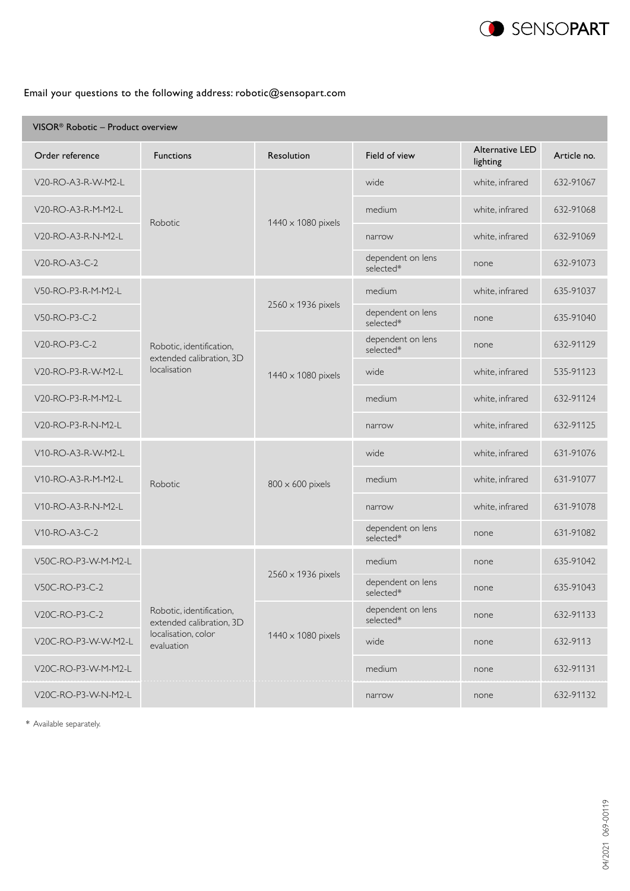Email your questions to the following address: robotic@sensopart.com

| VISOR® Robotic – Product overview | | | | | |
|---|---|---|---|---|---|
| Order reference | Functions | Resolution | Field of view | Alternative LED lighting | Article no. |
| V20-RO-A3-R-W-M2-L | Robotic | 1440 x 1080 pixels | wide | white, infrared | 632-91067 |
| V20-RO-A3-R-M-M2-L | | | medium | white, infrared | 632-91068 |
| V20-RO-A3-R-N-M2-L | | | narrow | white, infrared | 632-91069 |
| V20-RO-A3-C-2 | | | dependent on lens selected* | none | 632-91073 |
| V50-RO-P3-R-M-M2-L | Robotic, identification, extended calibration, 3D localisation | 2560 x 1936 pixels | medium | white, infrared | 635-91037 |
| V50-RO-P3-C-2 | | | dependent on lens selected* | none | 635-91040 |
| V20-RO-P3-C-2 | | 1440 x 1080 pixels | dependent on lens selected* | none | 632-91129 |
| V20-RO-P3-R-W-M2-L | | | wide | white, infrared | 535-91123 |
| V20-RO-P3-R-M-M2-L | | | medium | white, infrared | 632-91124 |
| V20-RO-P3-R-N-M2-L | | | narrow | white, infrared | 632-91125 |
| V10-RO-A3-R-W-M2-L | Robotic | 800 x 600 pixels | wide | white, infrared | 631-91076 |
| V10-RO-A3-R-M-M2-L | | | medium | white, infrared | 631-91077 |
| V10-RO-A3-R-N-M2-L | | | narrow | white, infrared | 631-91078 |
| V10-RO-A3-C-2 | | | dependent on lens selected* | none | 631-91082 |
| V50C-RO-P3-W-M-M2-L | Robotic, identification, extended calibration, 3D localisation, color evaluation | 2560 x 1936 pixels | medium | none | 635-91042 |
| V50C-RO-P3-C-2 | | | dependent on lens selected* | none | 635-91043 |
| V20C-RO-P3-C-2 | | 1440 x 1080 pixels | dependent on lens selected* | none | 632-91133 |
| V20C-RO-P3-W-W-M2-L | | | wide | none | 632-9113 |
| V20C-RO-P3-W-M-M2-L | | | medium | none | 632-91131 |
| V20C-RO-P3-W-N-M2-L | | | narrow | none | 632-91132 |

* Available separately.

04/2021 069-00119